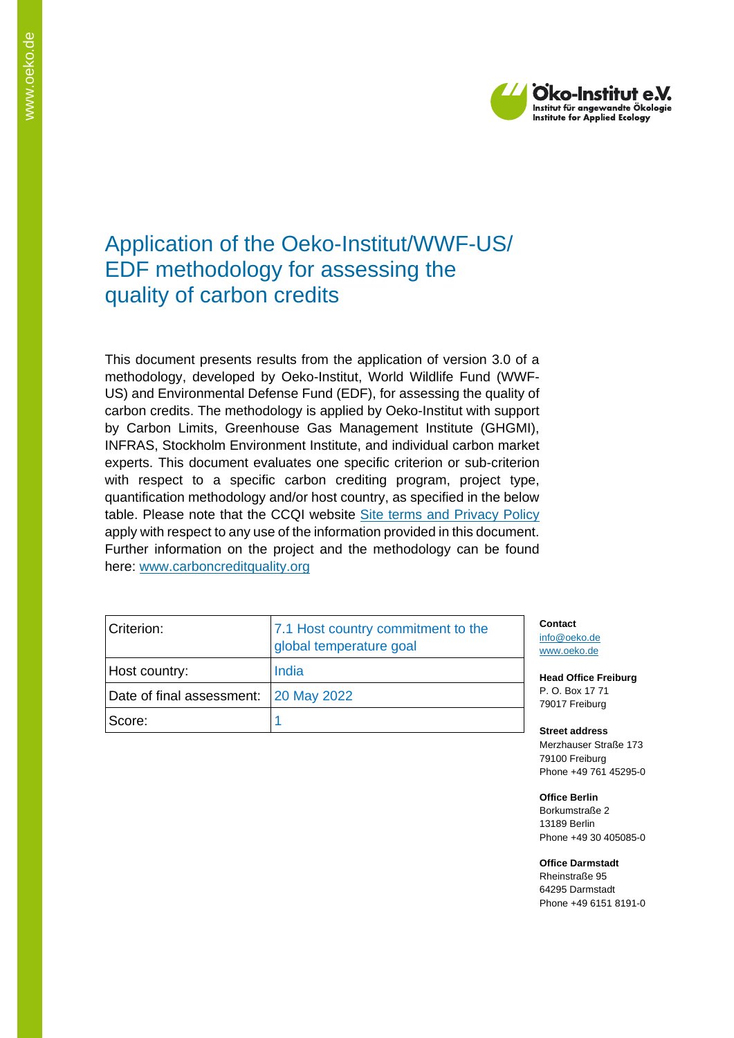# Application of the Oeko-Institut/WWF-US/ EDF methodology for assessing the quality of carbon credits

This document presents results from the application of version 3.0 of a methodology, developed by Oeko-Institut, World Wildlife Fund (WWF-US) and Environmental Defense Fund (EDF), for assessing the quality of carbon credits. The methodology is applied by Oeko-Institut with support by Carbon Limits, Greenhouse Gas Management Institute (GHGMI), INFRAS, Stockholm Environment Institute, and individual carbon market experts. This document evaluates one specific criterion or sub-criterion with respect to a specific carbon crediting program, project type, quantification methodology and/or host country, as specified in the below table. Please note that the CCQI website Site terms and Privacy Policy apply with respect to any use of the information provided in this document. Further information on the project and the methodology can be found here: www.carboncreditquality.org

| | |
|---|---|
| Criterion: | 7.1 Host country commitment to the global temperature goal |
| Host country: | India |
| Date of final assessment: | 20 May 2022 |
| Score: | 1 |

**Contact**
info@oeko.de
www.oeko.de

**Head Office Freiburg**
P. O. Box 17 71
79017 Freiburg

**Street address**
Merzhauser Straße 173
79100 Freiburg
Phone +49 761 45295-0

**Office Berlin**
Borkumstraße 2
13189 Berlin
Phone +49 30 405085-0

**Office Darmstadt**
Rheinstraße 95
64295 Darmstadt
Phone +49 6151 8191-0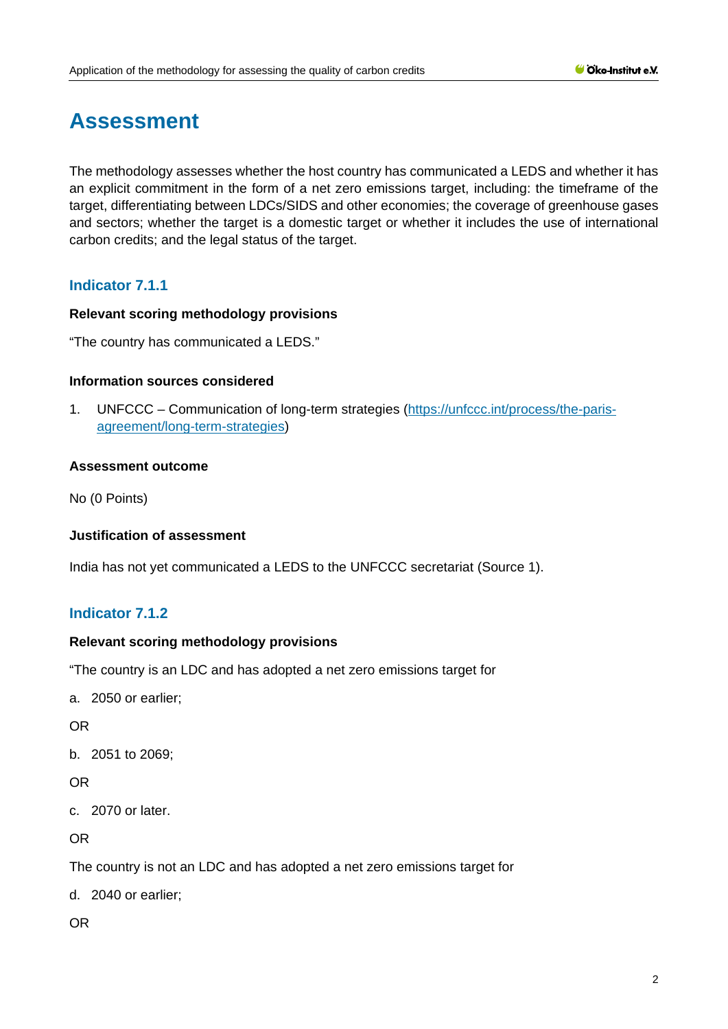# Assessment

The methodology assesses whether the host country has communicated a LEDS and whether it has an explicit commitment in the form of a net zero emissions target, including: the timeframe of the target, differentiating between LDCs/SIDS and other economies; the coverage of greenhouse gases and sectors; whether the target is a domestic target or whether it includes the use of international carbon credits; and the legal status of the target.

## Indicator 7.1.1

**Relevant scoring methodology provisions**

"The country has communicated a LEDS."

**Information sources considered**

1. UNFCCC – Communication of long-term strategies (https://unfccc.int/process/the-paris-agreement/long-term-strategies)

**Assessment outcome**

No (0 Points)

**Justification of assessment**

India has not yet communicated a LEDS to the UNFCCC secretariat (Source 1).

## Indicator 7.1.2

**Relevant scoring methodology provisions**

"The country is an LDC and has adopted a net zero emissions target for

a. 2050 or earlier;

OR

b. 2051 to 2069;

OR

c. 2070 or later.

OR

The country is not an LDC and has adopted a net zero emissions target for

d. 2040 or earlier;

OR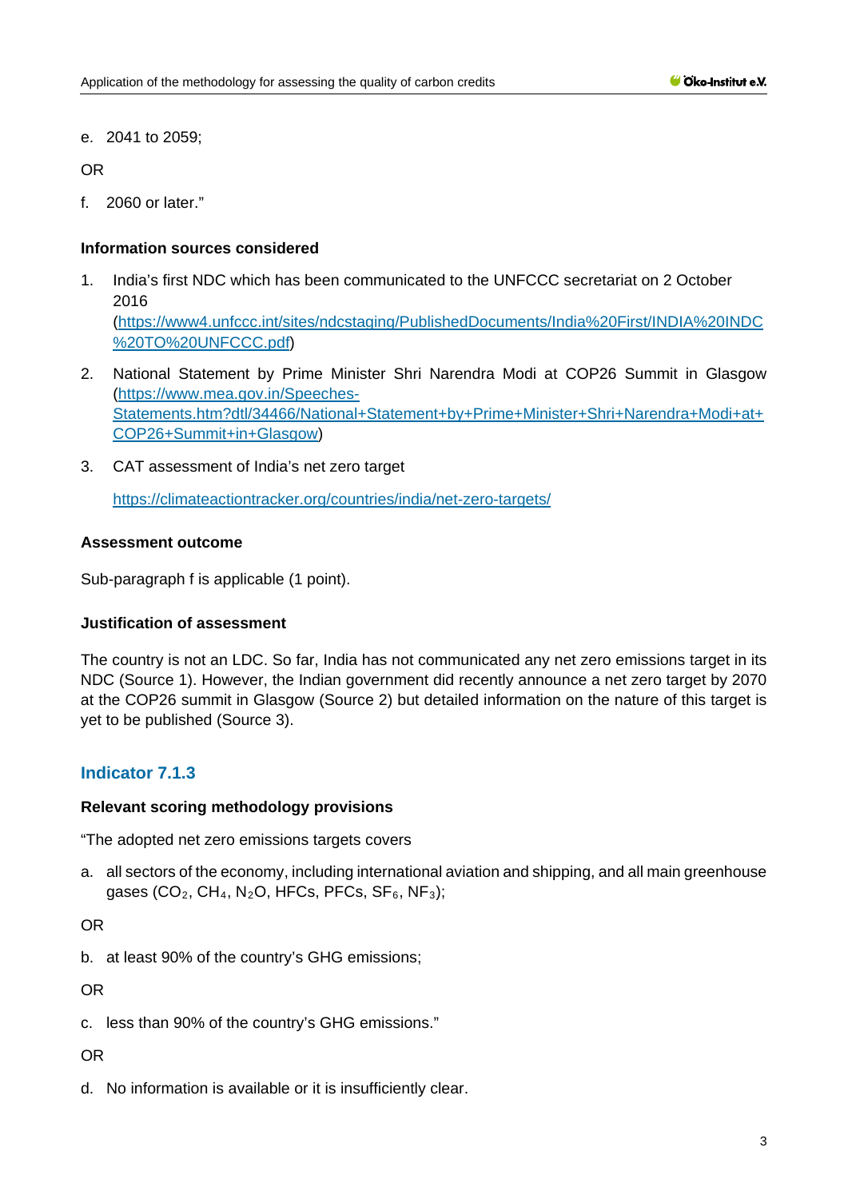e. 2041 to 2059;

OR

f. 2060 or later."

**Information sources considered**

1. India's first NDC which has been communicated to the UNFCCC secretariat on 2 October 2016 (https://www4.unfccc.int/sites/ndcstaging/PublishedDocuments/India%20First/INDIA%20INDC%20TO%20UNFCCC.pdf)
2. National Statement by Prime Minister Shri Narendra Modi at COP26 Summit in Glasgow (https://www.mea.gov.in/Speeches-Statements.htm?dtl/34466/National+Statement+by+Prime+Minister+Shri+Narendra+Modi+at+COP26+Summit+in+Glasgow)
3. CAT assessment of India's net zero target

   https://climateactiontracker.org/countries/india/net-zero-targets/

**Assessment outcome**

Sub-paragraph f is applicable (1 point).

**Justification of assessment**

The country is not an LDC. So far, India has not communicated any net zero emissions target in its NDC (Source 1). However, the Indian government did recently announce a net zero target by 2070 at the COP26 summit in Glasgow (Source 2) but detailed information on the nature of this target is yet to be published (Source 3).

## Indicator 7.1.3

**Relevant scoring methodology provisions**

"The adopted net zero emissions targets covers

a. all sectors of the economy, including international aviation and shipping, and all main greenhouse gases ($CO_2$, $CH_4$, $N_2O$, HFCs, PFCs, $SF_6$, $NF_3$);

OR

b. at least 90% of the country's GHG emissions;

OR

c. less than 90% of the country's GHG emissions."

OR

d. No information is available or it is insufficiently clear.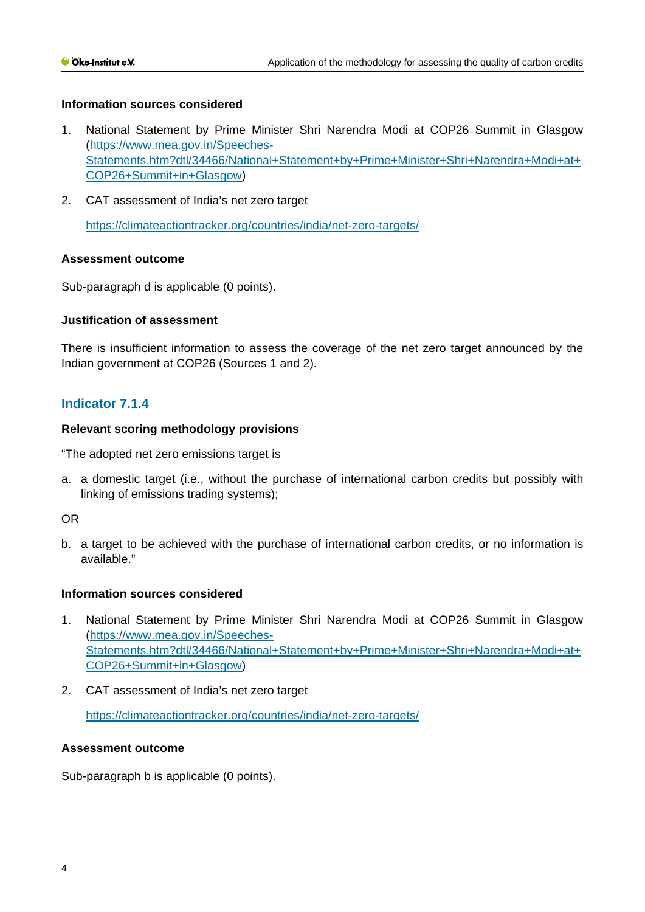**Information sources considered**

1. National Statement by Prime Minister Shri Narendra Modi at COP26 Summit in Glasgow (https://www.mea.gov.in/Speeches-Statements.htm?dtl/34466/National+Statement+by+Prime+Minister+Shri+Narendra+Modi+at+COP26+Summit+in+Glasgow)

2. CAT assessment of India's net zero target

   https://climateactiontracker.org/countries/india/net-zero-targets/

**Assessment outcome**

Sub-paragraph d is applicable (0 points).

**Justification of assessment**

There is insufficient information to assess the coverage of the net zero target announced by the Indian government at COP26 (Sources 1 and 2).

## Indicator 7.1.4

**Relevant scoring methodology provisions**

"The adopted net zero emissions target is

a. a domestic target (i.e., without the purchase of international carbon credits but possibly with linking of emissions trading systems);

OR

b. a target to be achieved with the purchase of international carbon credits, or no information is available."

**Information sources considered**

1. National Statement by Prime Minister Shri Narendra Modi at COP26 Summit in Glasgow (https://www.mea.gov.in/Speeches-Statements.htm?dtl/34466/National+Statement+by+Prime+Minister+Shri+Narendra+Modi+at+COP26+Summit+in+Glasgow)

2. CAT assessment of India's net zero target

   https://climateactiontracker.org/countries/india/net-zero-targets/

**Assessment outcome**

Sub-paragraph b is applicable (0 points).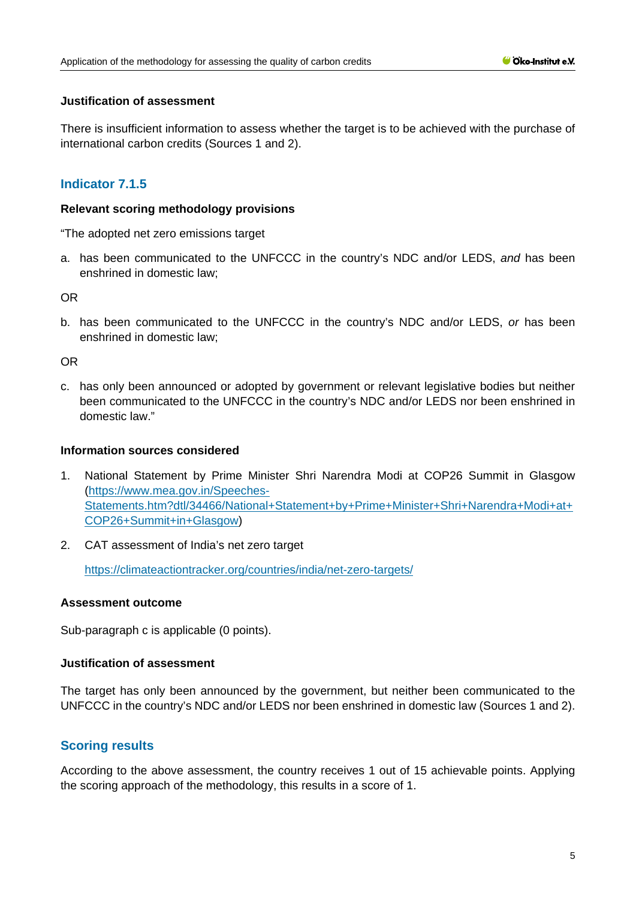**Justification of assessment**

There is insufficient information to assess whether the target is to be achieved with the purchase of international carbon credits (Sources 1 and 2).

## Indicator 7.1.5

**Relevant scoring methodology provisions**

"The adopted net zero emissions target

a. has been communicated to the UNFCCC in the country's NDC and/or LEDS, *and* has been enshrined in domestic law;

OR

b. has been communicated to the UNFCCC in the country's NDC and/or LEDS, *or* has been enshrined in domestic law;

OR

c. has only been announced or adopted by government or relevant legislative bodies but neither been communicated to the UNFCCC in the country's NDC and/or LEDS nor been enshrined in domestic law."

**Information sources considered**

1. National Statement by Prime Minister Shri Narendra Modi at COP26 Summit in Glasgow (https://www.mea.gov.in/Speeches-Statements.htm?dtl/34466/National+Statement+by+Prime+Minister+Shri+Narendra+Modi+at+COP26+Summit+in+Glasgow)
2. CAT assessment of India's net zero target

   https://climateactiontracker.org/countries/india/net-zero-targets/

**Assessment outcome**

Sub-paragraph c is applicable (0 points).

**Justification of assessment**

The target has only been announced by the government, but neither been communicated to the UNFCCC in the country's NDC and/or LEDS nor been enshrined in domestic law (Sources 1 and 2).

## Scoring results

According to the above assessment, the country receives 1 out of 15 achievable points. Applying the scoring approach of the methodology, this results in a score of 1.